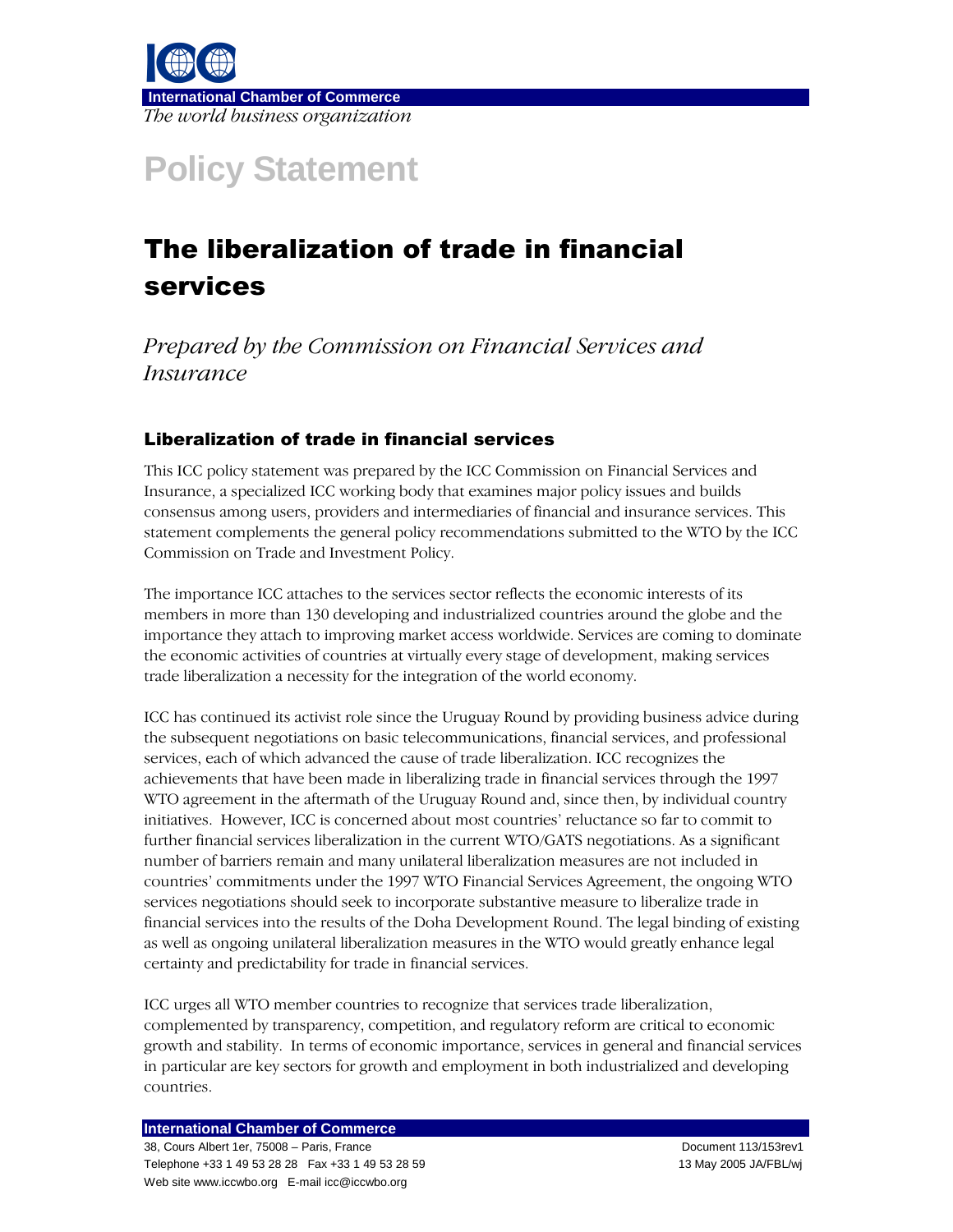International Chamber of Commerce

*The world business organization*

# Policy Statement

# The liberalization of trade in financial services

*Prepared by the Commission on Financial Services and Insurance*

## Liberalization of trade in financial services

This ICC policy statement was prepared by the ICC Commission on Financial Services and Insurance, a specialized ICC working body that examines major policy issues and builds consensus among users, providers and intermediaries of financial and insurance services. This statement complements the general policy recommendations submitted to the WTO by the ICC Commission on Trade and Investment Policy.

The importance ICC attaches to the services sector reflects the economic interests of its members in more than 130 developing and industrialized countries around the globe and the importance they attach to improving market access worldwide. Services are coming to dominate the economic activities of countries at virtually every stage of development, making services trade liberalization a necessity for the integration of the world economy.

ICC has continued its activist role since the Uruguay Round by providing business advice during the subsequent negotiations on basic telecommunications, financial services, and professional services, each of which advanced the cause of trade liberalization. ICC recognizes the achievements that have been made in liberalizing trade in financial services through the 1997 WTO agreement in the aftermath of the Uruguay Round and, since then, by individual country initiatives. However, ICC is concerned about most countries' reluctance so far to commit to further financial services liberalization in the current WTO/GATS negotiations. As a significant number of barriers remain and many unilateral liberalization measures are not included in countries' commitments under the 1997 WTO Financial Services Agreement, the ongoing WTO services negotiations should seek to incorporate substantive measure to liberalize trade in financial services into the results of the Doha Development Round. The legal binding of existing as well as ongoing unilateral liberalization measures in the WTO would greatly enhance legal certainty and predictability for trade in financial services.

ICC urges all WTO member countries to recognize that services trade liberalization, complemented by transparency, competition, and regulatory reform are critical to economic growth and stability. In terms of economic importance, services in general and financial services in particular are key sectors for growth and employment in both industrialized and developing countries.

**International Chamber of Commerce**
38, Cours Albert 1er, 75008 – Paris, France
Telephone +33 1 49 53 28 28 Fax +33 1 49 53 28 59
Web site www.iccwbo.org E-mail icc@iccwbo.org

Document 113/153rev1
13 May 2005 JA/FBL/wj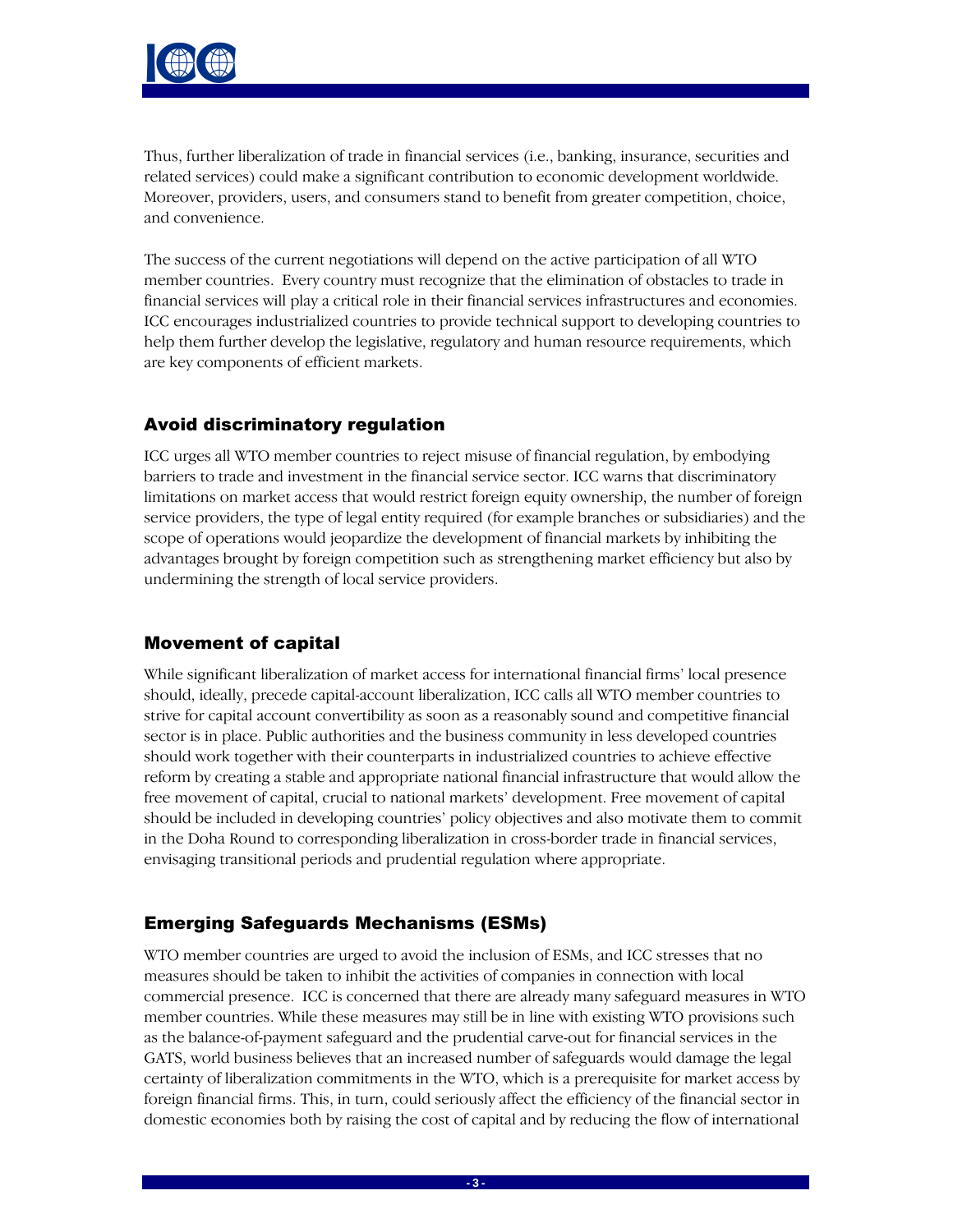Thus, further liberalization of trade in financial services (i.e., banking, insurance, securities and related services) could make a significant contribution to economic development worldwide. Moreover, providers, users, and consumers stand to benefit from greater competition, choice, and convenience.

The success of the current negotiations will depend on the active participation of all WTO member countries. Every country must recognize that the elimination of obstacles to trade in financial services will play a critical role in their financial services infrastructures and economies. ICC encourages industrialized countries to provide technical support to developing countries to help them further develop the legislative, regulatory and human resource requirements, which are key components of efficient markets.

## Avoid discriminatory regulation

ICC urges all WTO member countries to reject misuse of financial regulation, by embodying barriers to trade and investment in the financial service sector. ICC warns that discriminatory limitations on market access that would restrict foreign equity ownership, the number of foreign service providers, the type of legal entity required (for example branches or subsidiaries) and the scope of operations would jeopardize the development of financial markets by inhibiting the advantages brought by foreign competition such as strengthening market efficiency but also by undermining the strength of local service providers.

## Movement of capital

While significant liberalization of market access for international financial firms' local presence should, ideally, precede capital-account liberalization, ICC calls all WTO member countries to strive for capital account convertibility as soon as a reasonably sound and competitive financial sector is in place. Public authorities and the business community in less developed countries should work together with their counterparts in industrialized countries to achieve effective reform by creating a stable and appropriate national financial infrastructure that would allow the free movement of capital, crucial to national markets' development. Free movement of capital should be included in developing countries' policy objectives and also motivate them to commit in the Doha Round to corresponding liberalization in cross-border trade in financial services, envisaging transitional periods and prudential regulation where appropriate.

## Emerging Safeguards Mechanisms (ESMs)

WTO member countries are urged to avoid the inclusion of ESMs, and ICC stresses that no measures should be taken to inhibit the activities of companies in connection with local commercial presence. ICC is concerned that there are already many safeguard measures in WTO member countries. While these measures may still be in line with existing WTO provisions such as the balance-of-payment safeguard and the prudential carve-out for financial services in the GATS, world business believes that an increased number of safeguards would damage the legal certainty of liberalization commitments in the WTO, which is a prerequisite for market access by foreign financial firms. This, in turn, could seriously affect the efficiency of the financial sector in domestic economies both by raising the cost of capital and by reducing the flow of international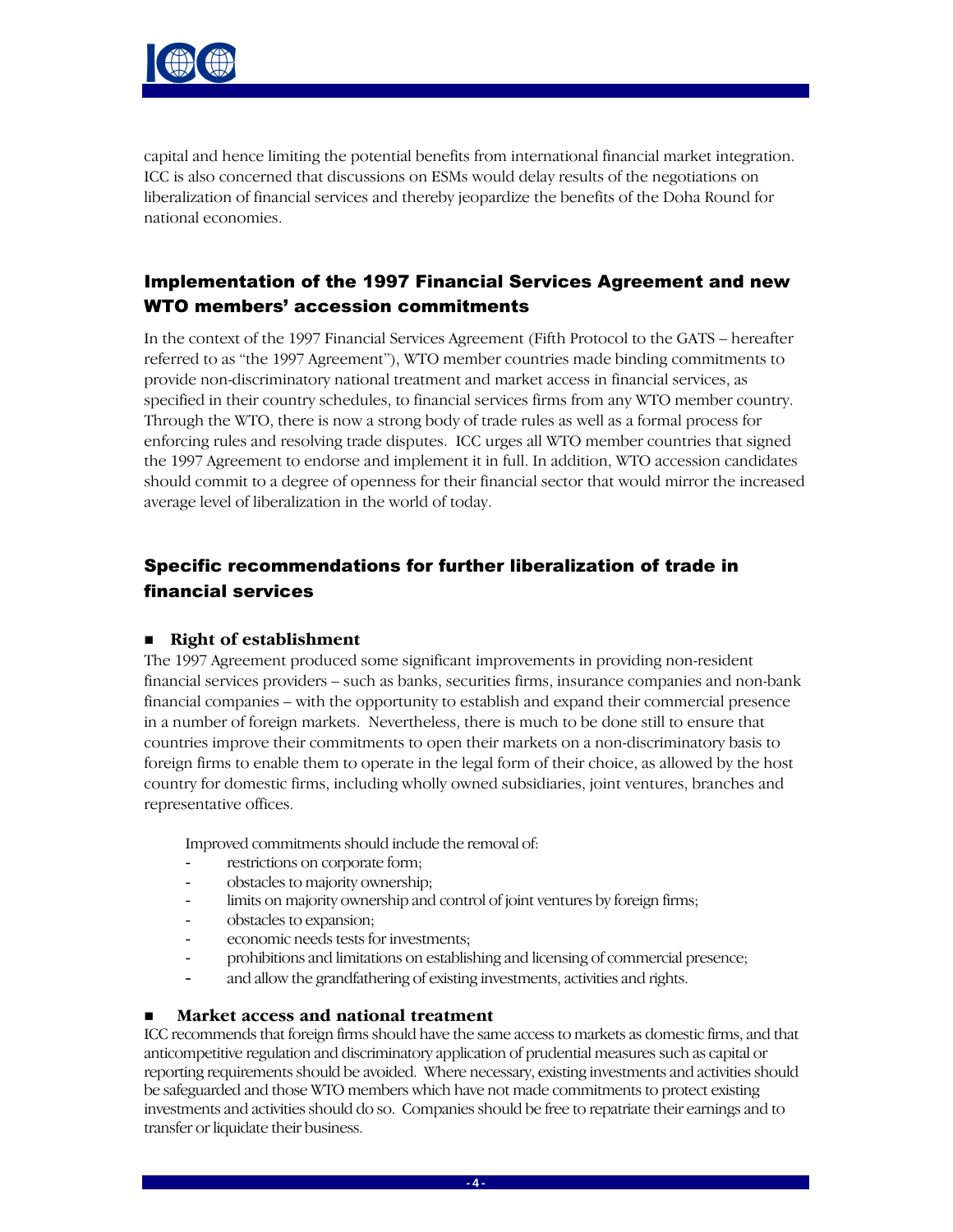capital and hence limiting the potential benefits from international financial market integration. ICC is also concerned that discussions on ESMs would delay results of the negotiations on liberalization of financial services and thereby jeopardize the benefits of the Doha Round for national economies.

## Implementation of the 1997 Financial Services Agreement and new WTO members' accession commitments

In the context of the 1997 Financial Services Agreement (Fifth Protocol to the GATS – hereafter referred to as "the 1997 Agreement"), WTO member countries made binding commitments to provide non-discriminatory national treatment and market access in financial services, as specified in their country schedules, to financial services firms from any WTO member country. Through the WTO, there is now a strong body of trade rules as well as a formal process for enforcing rules and resolving trade disputes. ICC urges all WTO member countries that signed the 1997 Agreement to endorse and implement it in full. In addition, WTO accession candidates should commit to a degree of openness for their financial sector that would mirror the increased average level of liberalization in the world of today.

## Specific recommendations for further liberalization of trade in financial services

- **Right of establishment**

The 1997 Agreement produced some significant improvements in providing non-resident financial services providers – such as banks, securities firms, insurance companies and non-bank financial companies – with the opportunity to establish and expand their commercial presence in a number of foreign markets. Nevertheless, there is much to be done still to ensure that countries improve their commitments to open their markets on a non-discriminatory basis to foreign firms to enable them to operate in the legal form of their choice, as allowed by the host country for domestic firms, including wholly owned subsidiaries, joint ventures, branches and representative offices.

Improved commitments should include the removal of:

- restrictions on corporate form;
- obstacles to majority ownership;
- limits on majority ownership and control of joint ventures by foreign firms;
- obstacles to expansion;
- economic needs tests for investments;
- prohibitions and limitations on establishing and licensing of commercial presence;
- and allow the grandfathering of existing investments, activities and rights.

- **Market access and national treatment**

ICC recommends that foreign firms should have the same access to markets as domestic firms, and that anticompetitive regulation and discriminatory application of prudential measures such as capital or reporting requirements should be avoided. Where necessary, existing investments and activities should be safeguarded and those WTO members which have not made commitments to protect existing investments and activities should do so. Companies should be free to repatriate their earnings and to transfer or liquidate their business.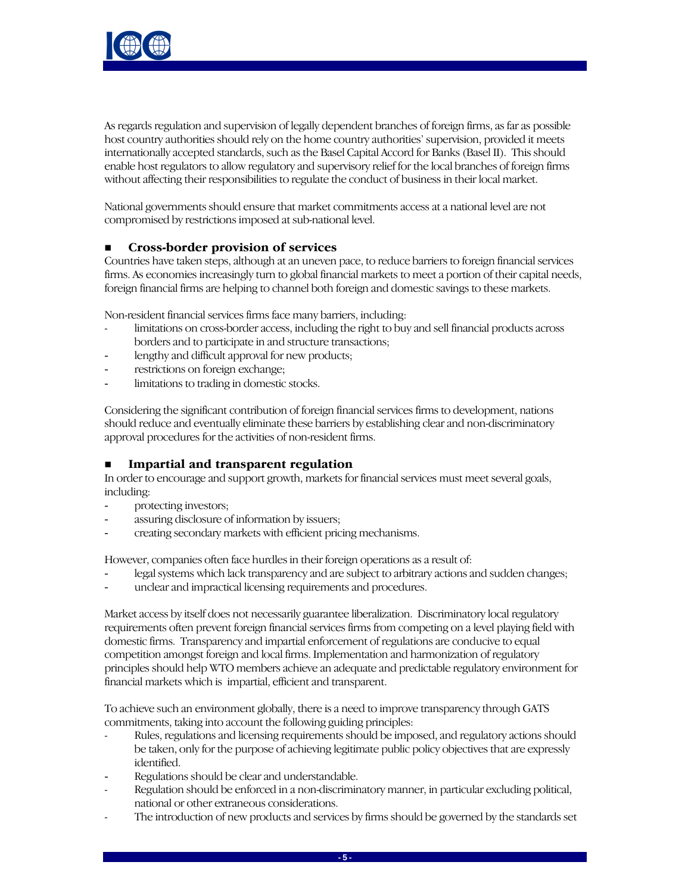As regards regulation and supervision of legally dependent branches of foreign firms, as far as possible host country authorities should rely on the home country authorities' supervision, provided it meets internationally accepted standards, such as the Basel Capital Accord for Banks (Basel II). This should enable host regulators to allow regulatory and supervisory relief for the local branches of foreign firms without affecting their responsibilities to regulate the conduct of business in their local market.

National governments should ensure that market commitments access at a national level are not compromised by restrictions imposed at sub-national level.

### Cross-border provision of services

Countries have taken steps, although at an uneven pace, to reduce barriers to foreign financial services firms. As economies increasingly turn to global financial markets to meet a portion of their capital needs, foreign financial firms are helping to channel both foreign and domestic savings to these markets.

Non-resident financial services firms face many barriers, including:

- limitations on cross-border access, including the right to buy and sell financial products across borders and to participate in and structure transactions;
- lengthy and difficult approval for new products;
- restrictions on foreign exchange;
- limitations to trading in domestic stocks.

Considering the significant contribution of foreign financial services firms to development, nations should reduce and eventually eliminate these barriers by establishing clear and non-discriminatory approval procedures for the activities of non-resident firms.

### Impartial and transparent regulation

In order to encourage and support growth, markets for financial services must meet several goals, including:

- protecting investors;
- assuring disclosure of information by issuers;
- creating secondary markets with efficient pricing mechanisms.

However, companies often face hurdles in their foreign operations as a result of:

- legal systems which lack transparency and are subject to arbitrary actions and sudden changes;
- unclear and impractical licensing requirements and procedures.

Market access by itself does not necessarily guarantee liberalization. Discriminatory local regulatory requirements often prevent foreign financial services firms from competing on a level playing field with domestic firms. Transparency and impartial enforcement of regulations are conducive to equal competition amongst foreign and local firms. Implementation and harmonization of regulatory principles should help WTO members achieve an adequate and predictable regulatory environment for financial markets which is impartial, efficient and transparent.

To achieve such an environment globally, there is a need to improve transparency through GATS commitments, taking into account the following guiding principles:

- Rules, regulations and licensing requirements should be imposed, and regulatory actions should be taken, only for the purpose of achieving legitimate public policy objectives that are expressly identified.
- Regulations should be clear and understandable.
- Regulation should be enforced in a non-discriminatory manner, in particular excluding political, national or other extraneous considerations.
- The introduction of new products and services by firms should be governed by the standards set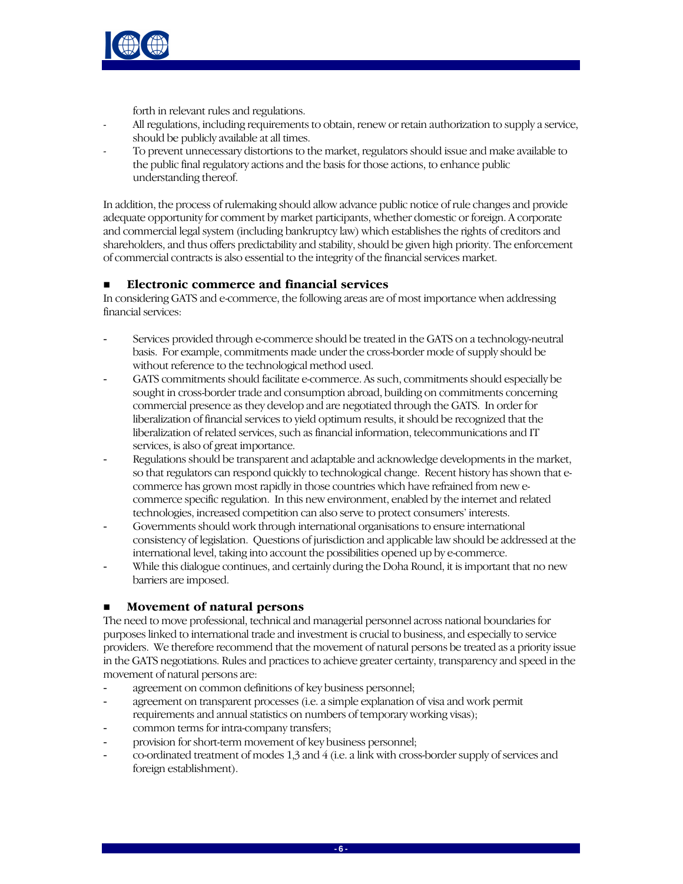forth in relevant rules and regulations.

- All regulations, including requirements to obtain, renew or retain authorization to supply a service, should be publicly available at all times.
- To prevent unnecessary distortions to the market, regulators should issue and make available to the public final regulatory actions and the basis for those actions, to enhance public understanding thereof.

In addition, the process of rulemaking should allow advance public notice of rule changes and provide adequate opportunity for comment by market participants, whether domestic or foreign. A corporate and commercial legal system (including bankruptcy law) which establishes the rights of creditors and shareholders, and thus offers predictability and stability, should be given high priority. The enforcement of commercial contracts is also essential to the integrity of the financial services market.

## Electronic commerce and financial services

In considering GATS and e-commerce, the following areas are of most importance when addressing financial services:

- Services provided through e-commerce should be treated in the GATS on a technology-neutral basis. For example, commitments made under the cross-border mode of supply should be without reference to the technological method used.
- GATS commitments should facilitate e-commerce. As such, commitments should especially be sought in cross-border trade and consumption abroad, building on commitments concerning commercial presence as they develop and are negotiated through the GATS. In order for liberalization of financial services to yield optimum results, it should be recognized that the liberalization of related services, such as financial information, telecommunications and IT services, is also of great importance.
- Regulations should be transparent and adaptable and acknowledge developments in the market, so that regulators can respond quickly to technological change. Recent history has shown that e-commerce has grown most rapidly in those countries which have refrained from new e-commerce specific regulation. In this new environment, enabled by the internet and related technologies, increased competition can also serve to protect consumers' interests.
- Governments should work through international organisations to ensure international consistency of legislation. Questions of jurisdiction and applicable law should be addressed at the international level, taking into account the possibilities opened up by e-commerce.
- While this dialogue continues, and certainly during the Doha Round, it is important that no new barriers are imposed.

## Movement of natural persons

The need to move professional, technical and managerial personnel across national boundaries for purposes linked to international trade and investment is crucial to business, and especially to service providers. We therefore recommend that the movement of natural persons be treated as a priority issue in the GATS negotiations. Rules and practices to achieve greater certainty, transparency and speed in the movement of natural persons are:

- agreement on common definitions of key business personnel;
- agreement on transparent processes (i.e. a simple explanation of visa and work permit requirements and annual statistics on numbers of temporary working visas);
- common terms for intra-company transfers;
- provision for short-term movement of key business personnel;
- co-ordinated treatment of modes 1,3 and 4 (i.e. a link with cross-border supply of services and foreign establishment).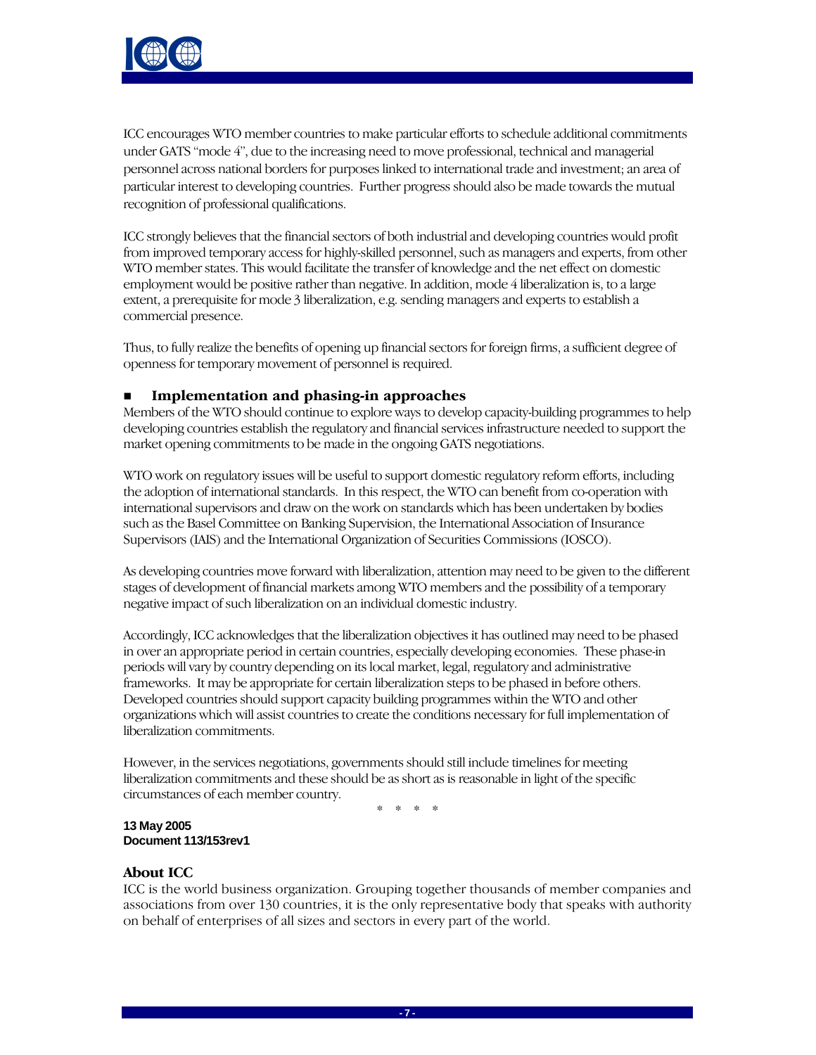ICC encourages WTO member countries to make particular efforts to schedule additional commitments under GATS "mode 4", due to the increasing need to move professional, technical and managerial personnel across national borders for purposes linked to international trade and investment; an area of particular interest to developing countries. Further progress should also be made towards the mutual recognition of professional qualifications.

ICC strongly believes that the financial sectors of both industrial and developing countries would profit from improved temporary access for highly-skilled personnel, such as managers and experts, from other WTO member states. This would facilitate the transfer of knowledge and the net effect on domestic employment would be positive rather than negative. In addition, mode 4 liberalization is, to a large extent, a prerequisite for mode 3 liberalization, e.g. sending managers and experts to establish a commercial presence.

Thus, to fully realize the benefits of opening up financial sectors for foreign firms, a sufficient degree of openness for temporary movement of personnel is required.

### ▪ Implementation and phasing-in approaches

Members of the WTO should continue to explore ways to develop capacity-building programmes to help developing countries establish the regulatory and financial services infrastructure needed to support the market opening commitments to be made in the ongoing GATS negotiations.

WTO work on regulatory issues will be useful to support domestic regulatory reform efforts, including the adoption of international standards. In this respect, the WTO can benefit from co-operation with international supervisors and draw on the work on standards which has been undertaken by bodies such as the Basel Committee on Banking Supervision, the International Association of Insurance Supervisors (IAIS) and the International Organization of Securities Commissions (IOSCO).

As developing countries move forward with liberalization, attention may need to be given to the different stages of development of financial markets among WTO members and the possibility of a temporary negative impact of such liberalization on an individual domestic industry.

Accordingly, ICC acknowledges that the liberalization objectives it has outlined may need to be phased in over an appropriate period in certain countries, especially developing economies. These phase-in periods will vary by country depending on its local market, legal, regulatory and administrative frameworks. It may be appropriate for certain liberalization steps to be phased in before others. Developed countries should support capacity building programmes within the WTO and other organizations which will assist countries to create the conditions necessary for full implementation of liberalization commitments.

However, in the services negotiations, governments should still include timelines for meeting liberalization commitments and these should be as short as is reasonable in light of the specific circumstances of each member country.

\* \* \* \*

**13 May 2005**
**Document 113/153rev1**

### About ICC

ICC is the world business organization. Grouping together thousands of member companies and associations from over 130 countries, it is the only representative body that speaks with authority on behalf of enterprises of all sizes and sectors in every part of the world.